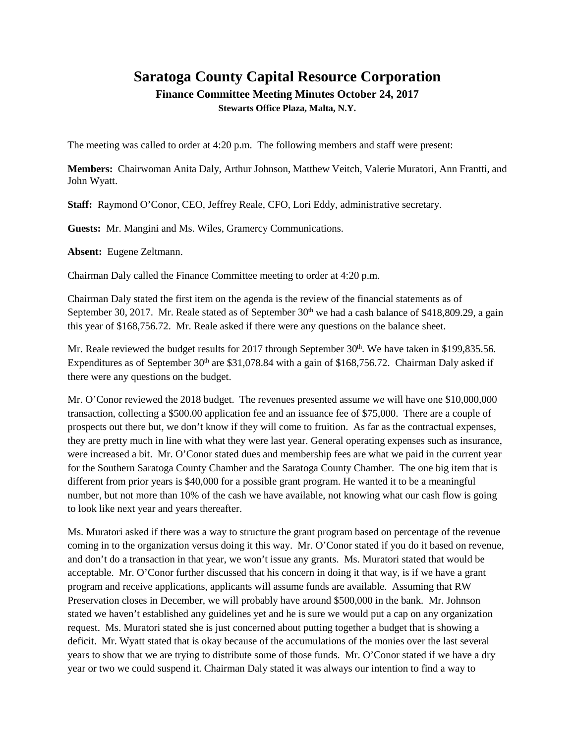# Saratoga County Capital Resource Corporation

### Finance Committee Meeting Minutes October 24, 2017

**Stewarts Office Plaza, Malta, N.Y.**

The meeting was called to order at 4:20 p.m. The following members and staff were present:

**Members:** Chairwoman Anita Daly, Arthur Johnson, Matthew Veitch, Valerie Muratori, Ann Frantti, and John Wyatt.

**Staff:** Raymond O'Conor, CEO, Jeffrey Reale, CFO, Lori Eddy, administrative secretary.

**Guests:** Mr. Mangini and Ms. Wiles, Gramercy Communications.

**Absent:** Eugene Zeltmann.

Chairman Daly called the Finance Committee meeting to order at 4:20 p.m.

Chairman Daly stated the first item on the agenda is the review of the financial statements as of September 30, 2017. Mr. Reale stated as of September 30th we had a cash balance of $418,809.29, a gain this year of $168,756.72. Mr. Reale asked if there were any questions on the balance sheet.

Mr. Reale reviewed the budget results for 2017 through September 30th. We have taken in $199,835.56. Expenditures as of September 30th are $31,078.84 with a gain of $168,756.72. Chairman Daly asked if there were any questions on the budget.

Mr. O'Conor reviewed the 2018 budget. The revenues presented assume we will have one $10,000,000 transaction, collecting a $500.00 application fee and an issuance fee of $75,000. There are a couple of prospects out there but, we don't know if they will come to fruition. As far as the contractual expenses, they are pretty much in line with what they were last year. General operating expenses such as insurance, were increased a bit. Mr. O'Conor stated dues and membership fees are what we paid in the current year for the Southern Saratoga County Chamber and the Saratoga County Chamber. The one big item that is different from prior years is $40,000 for a possible grant program. He wanted it to be a meaningful number, but not more than 10% of the cash we have available, not knowing what our cash flow is going to look like next year and years thereafter.

Ms. Muratori asked if there was a way to structure the grant program based on percentage of the revenue coming in to the organization versus doing it this way. Mr. O'Conor stated if you do it based on revenue, and don't do a transaction in that year, we won't issue any grants. Ms. Muratori stated that would be acceptable. Mr. O'Conor further discussed that his concern in doing it that way, is if we have a grant program and receive applications, applicants will assume funds are available. Assuming that RW Preservation closes in December, we will probably have around $500,000 in the bank. Mr. Johnson stated we haven't established any guidelines yet and he is sure we would put a cap on any organization request. Ms. Muratori stated she is just concerned about putting together a budget that is showing a deficit. Mr. Wyatt stated that is okay because of the accumulations of the monies over the last several years to show that we are trying to distribute some of those funds. Mr. O'Conor stated if we have a dry year or two we could suspend it. Chairman Daly stated it was always our intention to find a way to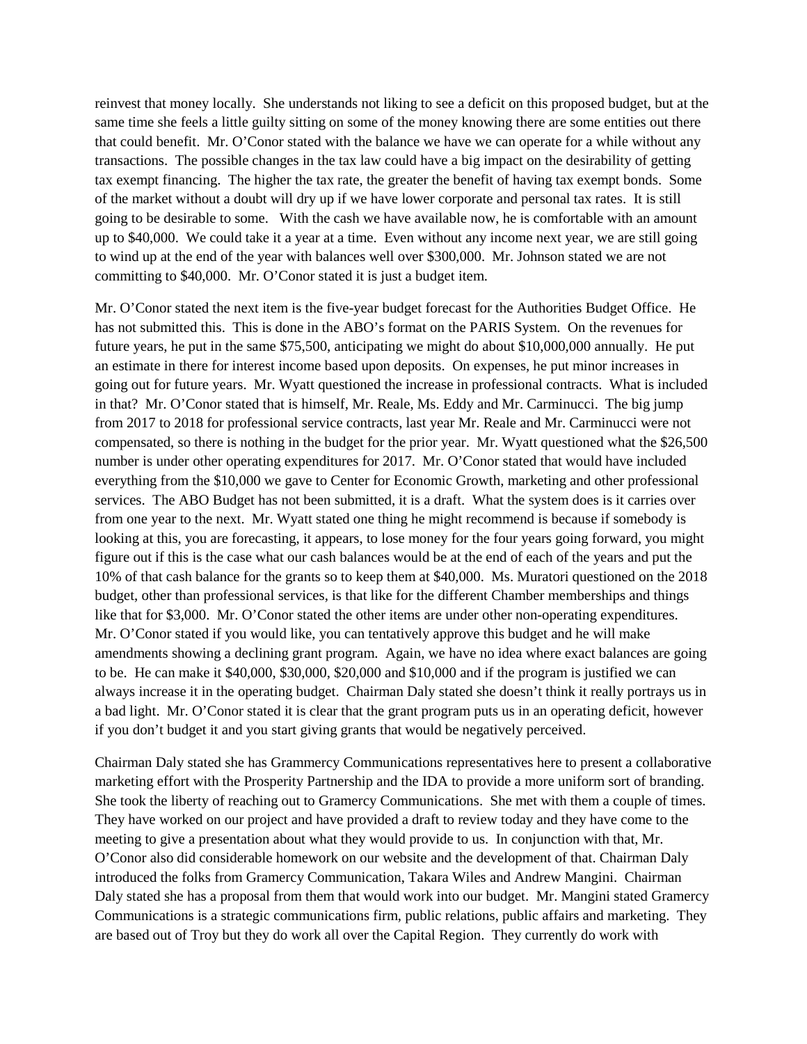reinvest that money locally. She understands not liking to see a deficit on this proposed budget, but at the same time she feels a little guilty sitting on some of the money knowing there are some entities out there that could benefit. Mr. O'Conor stated with the balance we have we can operate for a while without any transactions. The possible changes in the tax law could have a big impact on the desirability of getting tax exempt financing. The higher the tax rate, the greater the benefit of having tax exempt bonds. Some of the market without a doubt will dry up if we have lower corporate and personal tax rates. It is still going to be desirable to some. With the cash we have available now, he is comfortable with an amount up to $40,000. We could take it a year at a time. Even without any income next year, we are still going to wind up at the end of the year with balances well over $300,000. Mr. Johnson stated we are not committing to $40,000. Mr. O'Conor stated it is just a budget item.

Mr. O'Conor stated the next item is the five-year budget forecast for the Authorities Budget Office. He has not submitted this. This is done in the ABO's format on the PARIS System. On the revenues for future years, he put in the same $75,500, anticipating we might do about $10,000,000 annually. He put an estimate in there for interest income based upon deposits. On expenses, he put minor increases in going out for future years. Mr. Wyatt questioned the increase in professional contracts. What is included in that? Mr. O'Conor stated that is himself, Mr. Reale, Ms. Eddy and Mr. Carminucci. The big jump from 2017 to 2018 for professional service contracts, last year Mr. Reale and Mr. Carminucci were not compensated, so there is nothing in the budget for the prior year. Mr. Wyatt questioned what the $26,500 number is under other operating expenditures for 2017. Mr. O'Conor stated that would have included everything from the $10,000 we gave to Center for Economic Growth, marketing and other professional services. The ABO Budget has not been submitted, it is a draft. What the system does is it carries over from one year to the next. Mr. Wyatt stated one thing he might recommend is because if somebody is looking at this, you are forecasting, it appears, to lose money for the four years going forward, you might figure out if this is the case what our cash balances would be at the end of each of the years and put the 10% of that cash balance for the grants so to keep them at $40,000. Ms. Muratori questioned on the 2018 budget, other than professional services, is that like for the different Chamber memberships and things like that for $3,000. Mr. O'Conor stated the other items are under other non-operating expenditures. Mr. O'Conor stated if you would like, you can tentatively approve this budget and he will make amendments showing a declining grant program. Again, we have no idea where exact balances are going to be. He can make it $40,000, $30,000, $20,000 and $10,000 and if the program is justified we can always increase it in the operating budget. Chairman Daly stated she doesn't think it really portrays us in a bad light. Mr. O'Conor stated it is clear that the grant program puts us in an operating deficit, however if you don't budget it and you start giving grants that would be negatively perceived.

Chairman Daly stated she has Grammercy Communications representatives here to present a collaborative marketing effort with the Prosperity Partnership and the IDA to provide a more uniform sort of branding. She took the liberty of reaching out to Gramercy Communications. She met with them a couple of times. They have worked on our project and have provided a draft to review today and they have come to the meeting to give a presentation about what they would provide to us. In conjunction with that, Mr. O'Conor also did considerable homework on our website and the development of that. Chairman Daly introduced the folks from Gramercy Communication, Takara Wiles and Andrew Mangini. Chairman Daly stated she has a proposal from them that would work into our budget. Mr. Mangini stated Gramercy Communications is a strategic communications firm, public relations, public affairs and marketing. They are based out of Troy but they do work all over the Capital Region. They currently do work with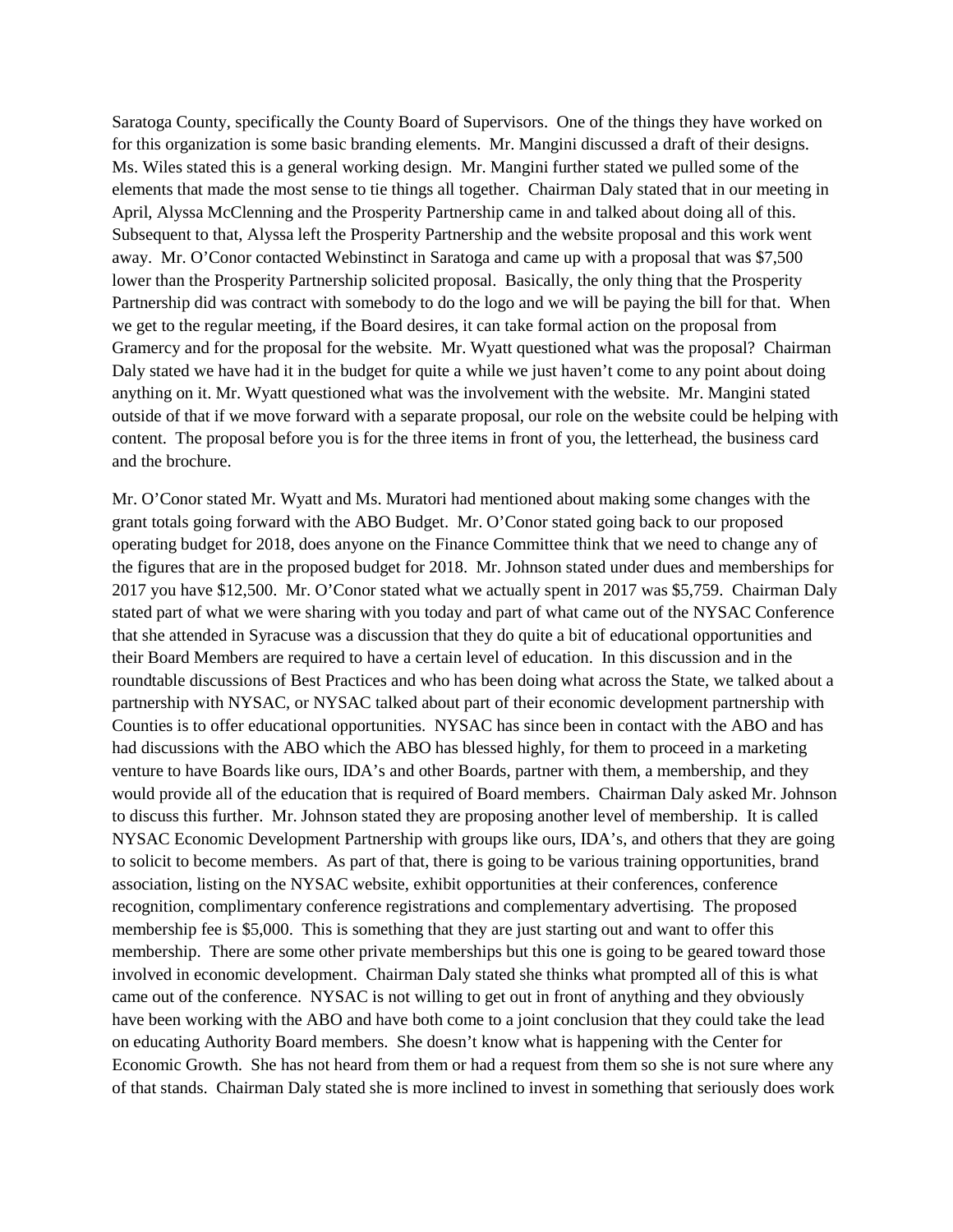Saratoga County, specifically the County Board of Supervisors. One of the things they have worked on for this organization is some basic branding elements. Mr. Mangini discussed a draft of their designs. Ms. Wiles stated this is a general working design. Mr. Mangini further stated we pulled some of the elements that made the most sense to tie things all together. Chairman Daly stated that in our meeting in April, Alyssa McClenning and the Prosperity Partnership came in and talked about doing all of this. Subsequent to that, Alyssa left the Prosperity Partnership and the website proposal and this work went away. Mr. O'Conor contacted Webinstinct in Saratoga and came up with a proposal that was $7,500 lower than the Prosperity Partnership solicited proposal. Basically, the only thing that the Prosperity Partnership did was contract with somebody to do the logo and we will be paying the bill for that. When we get to the regular meeting, if the Board desires, it can take formal action on the proposal from Gramercy and for the proposal for the website. Mr. Wyatt questioned what was the proposal? Chairman Daly stated we have had it in the budget for quite a while we just haven't come to any point about doing anything on it. Mr. Wyatt questioned what was the involvement with the website. Mr. Mangini stated outside of that if we move forward with a separate proposal, our role on the website could be helping with content. The proposal before you is for the three items in front of you, the letterhead, the business card and the brochure.

Mr. O'Conor stated Mr. Wyatt and Ms. Muratori had mentioned about making some changes with the grant totals going forward with the ABO Budget. Mr. O'Conor stated going back to our proposed operating budget for 2018, does anyone on the Finance Committee think that we need to change any of the figures that are in the proposed budget for 2018. Mr. Johnson stated under dues and memberships for 2017 you have $12,500. Mr. O'Conor stated what we actually spent in 2017 was $5,759. Chairman Daly stated part of what we were sharing with you today and part of what came out of the NYSAC Conference that she attended in Syracuse was a discussion that they do quite a bit of educational opportunities and their Board Members are required to have a certain level of education. In this discussion and in the roundtable discussions of Best Practices and who has been doing what across the State, we talked about a partnership with NYSAC, or NYSAC talked about part of their economic development partnership with Counties is to offer educational opportunities. NYSAC has since been in contact with the ABO and has had discussions with the ABO which the ABO has blessed highly, for them to proceed in a marketing venture to have Boards like ours, IDA's and other Boards, partner with them, a membership, and they would provide all of the education that is required of Board members. Chairman Daly asked Mr. Johnson to discuss this further. Mr. Johnson stated they are proposing another level of membership. It is called NYSAC Economic Development Partnership with groups like ours, IDA's, and others that they are going to solicit to become members. As part of that, there is going to be various training opportunities, brand association, listing on the NYSAC website, exhibit opportunities at their conferences, conference recognition, complimentary conference registrations and complementary advertising. The proposed membership fee is $5,000. This is something that they are just starting out and want to offer this membership. There are some other private memberships but this one is going to be geared toward those involved in economic development. Chairman Daly stated she thinks what prompted all of this is what came out of the conference. NYSAC is not willing to get out in front of anything and they obviously have been working with the ABO and have both come to a joint conclusion that they could take the lead on educating Authority Board members. She doesn't know what is happening with the Center for Economic Growth. She has not heard from them or had a request from them so she is not sure where any of that stands. Chairman Daly stated she is more inclined to invest in something that seriously does work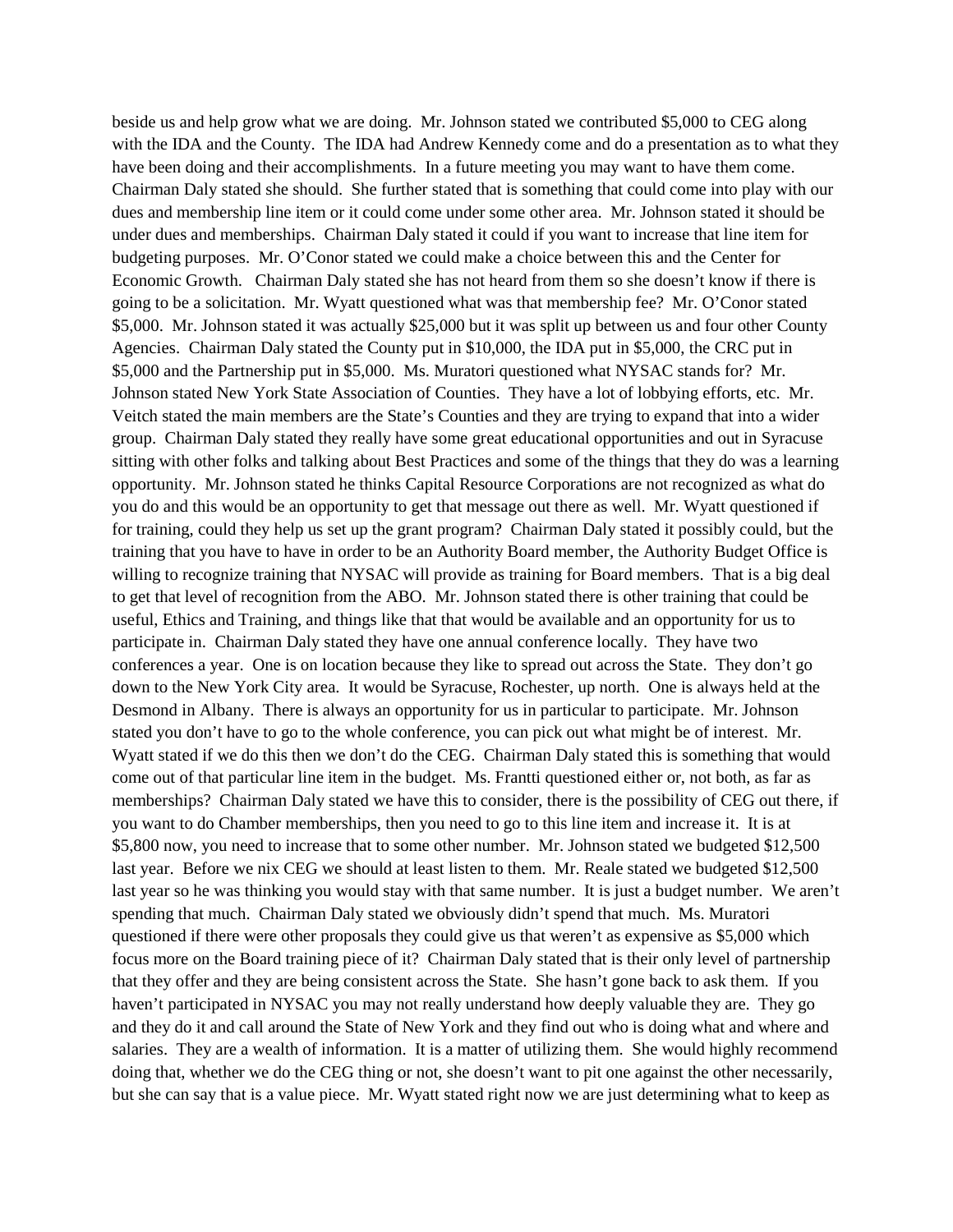beside us and help grow what we are doing. Mr. Johnson stated we contributed $5,000 to CEG along with the IDA and the County. The IDA had Andrew Kennedy come and do a presentation as to what they have been doing and their accomplishments. In a future meeting you may want to have them come. Chairman Daly stated she should. She further stated that is something that could come into play with our dues and membership line item or it could come under some other area. Mr. Johnson stated it should be under dues and memberships. Chairman Daly stated it could if you want to increase that line item for budgeting purposes. Mr. O'Conor stated we could make a choice between this and the Center for Economic Growth. Chairman Daly stated she has not heard from them so she doesn't know if there is going to be a solicitation. Mr. Wyatt questioned what was that membership fee? Mr. O'Conor stated $5,000. Mr. Johnson stated it was actually $25,000 but it was split up between us and four other County Agencies. Chairman Daly stated the County put in $10,000, the IDA put in $5,000, the CRC put in $5,000 and the Partnership put in $5,000. Ms. Muratori questioned what NYSAC stands for? Mr. Johnson stated New York State Association of Counties. They have a lot of lobbying efforts, etc. Mr. Veitch stated the main members are the State's Counties and they are trying to expand that into a wider group. Chairman Daly stated they really have some great educational opportunities and out in Syracuse sitting with other folks and talking about Best Practices and some of the things that they do was a learning opportunity. Mr. Johnson stated he thinks Capital Resource Corporations are not recognized as what do you do and this would be an opportunity to get that message out there as well. Mr. Wyatt questioned if for training, could they help us set up the grant program? Chairman Daly stated it possibly could, but the training that you have to have in order to be an Authority Board member, the Authority Budget Office is willing to recognize training that NYSAC will provide as training for Board members. That is a big deal to get that level of recognition from the ABO. Mr. Johnson stated there is other training that could be useful, Ethics and Training, and things like that that would be available and an opportunity for us to participate in. Chairman Daly stated they have one annual conference locally. They have two conferences a year. One is on location because they like to spread out across the State. They don't go down to the New York City area. It would be Syracuse, Rochester, up north. One is always held at the Desmond in Albany. There is always an opportunity for us in particular to participate. Mr. Johnson stated you don't have to go to the whole conference, you can pick out what might be of interest. Mr. Wyatt stated if we do this then we don't do the CEG. Chairman Daly stated this is something that would come out of that particular line item in the budget. Ms. Frantti questioned either or, not both, as far as memberships? Chairman Daly stated we have this to consider, there is the possibility of CEG out there, if you want to do Chamber memberships, then you need to go to this line item and increase it. It is at $5,800 now, you need to increase that to some other number. Mr. Johnson stated we budgeted $12,500 last year. Before we nix CEG we should at least listen to them. Mr. Reale stated we budgeted $12,500 last year so he was thinking you would stay with that same number. It is just a budget number. We aren't spending that much. Chairman Daly stated we obviously didn't spend that much. Ms. Muratori questioned if there were other proposals they could give us that weren't as expensive as $5,000 which focus more on the Board training piece of it? Chairman Daly stated that is their only level of partnership that they offer and they are being consistent across the State. She hasn't gone back to ask them. If you haven't participated in NYSAC you may not really understand how deeply valuable they are. They go and they do it and call around the State of New York and they find out who is doing what and where and salaries. They are a wealth of information. It is a matter of utilizing them. She would highly recommend doing that, whether we do the CEG thing or not, she doesn't want to pit one against the other necessarily, but she can say that is a value piece. Mr. Wyatt stated right now we are just determining what to keep as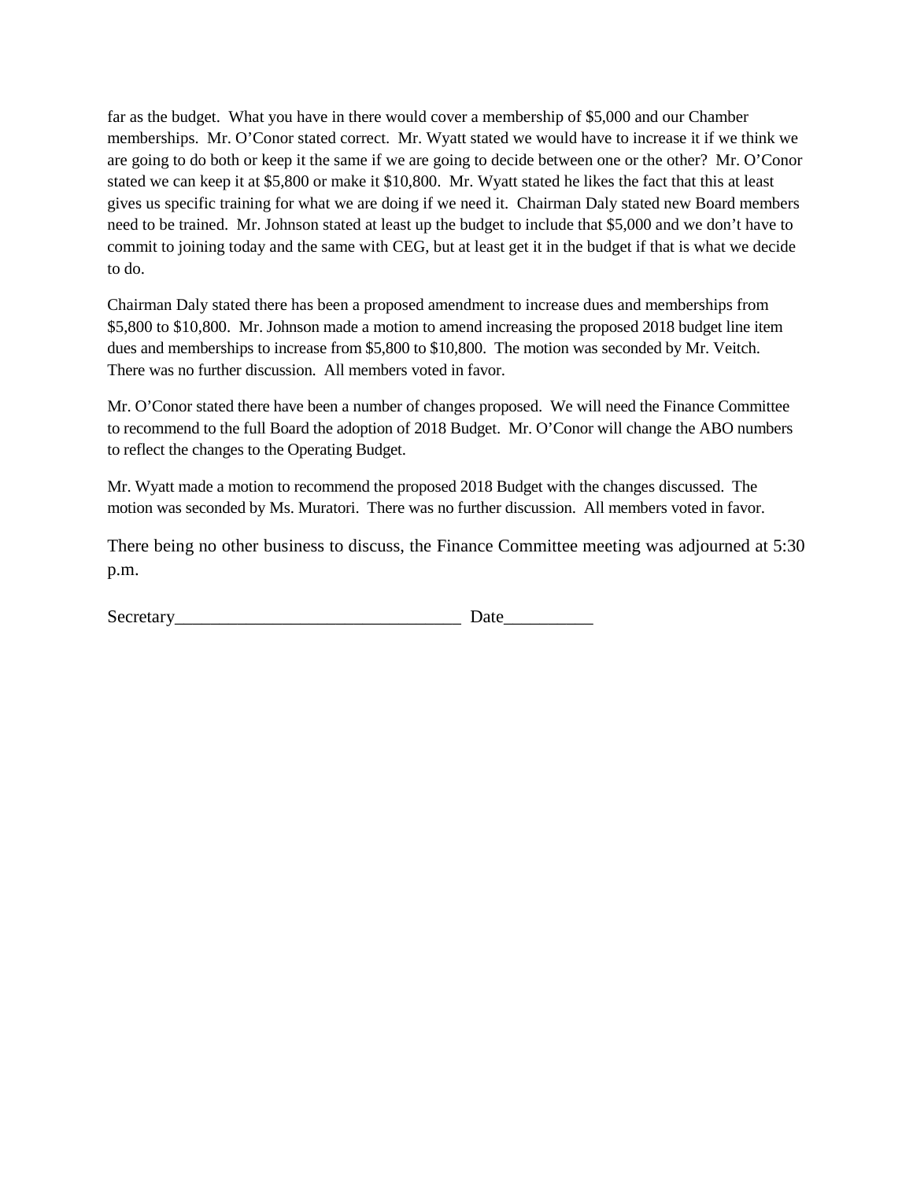far as the budget. What you have in there would cover a membership of $5,000 and our Chamber memberships. Mr. O'Conor stated correct. Mr. Wyatt stated we would have to increase it if we think we are going to do both or keep it the same if we are going to decide between one or the other? Mr. O'Conor stated we can keep it at $5,800 or make it $10,800. Mr. Wyatt stated he likes the fact that this at least gives us specific training for what we are doing if we need it. Chairman Daly stated new Board members need to be trained. Mr. Johnson stated at least up the budget to include that $5,000 and we don't have to commit to joining today and the same with CEG, but at least get it in the budget if that is what we decide to do.

Chairman Daly stated there has been a proposed amendment to increase dues and memberships from $5,800 to $10,800. Mr. Johnson made a motion to amend increasing the proposed 2018 budget line item dues and memberships to increase from $5,800 to $10,800. The motion was seconded by Mr. Veitch. There was no further discussion. All members voted in favor.

Mr. O'Conor stated there have been a number of changes proposed. We will need the Finance Committee to recommend to the full Board the adoption of 2018 Budget. Mr. O'Conor will change the ABO numbers to reflect the changes to the Operating Budget.

Mr. Wyatt made a motion to recommend the proposed 2018 Budget with the changes discussed. The motion was seconded by Ms. Muratori. There was no further discussion. All members voted in favor.

There being no other business to discuss, the Finance Committee meeting was adjourned at 5:30 p.m.

Secretary________________________________ Date__________